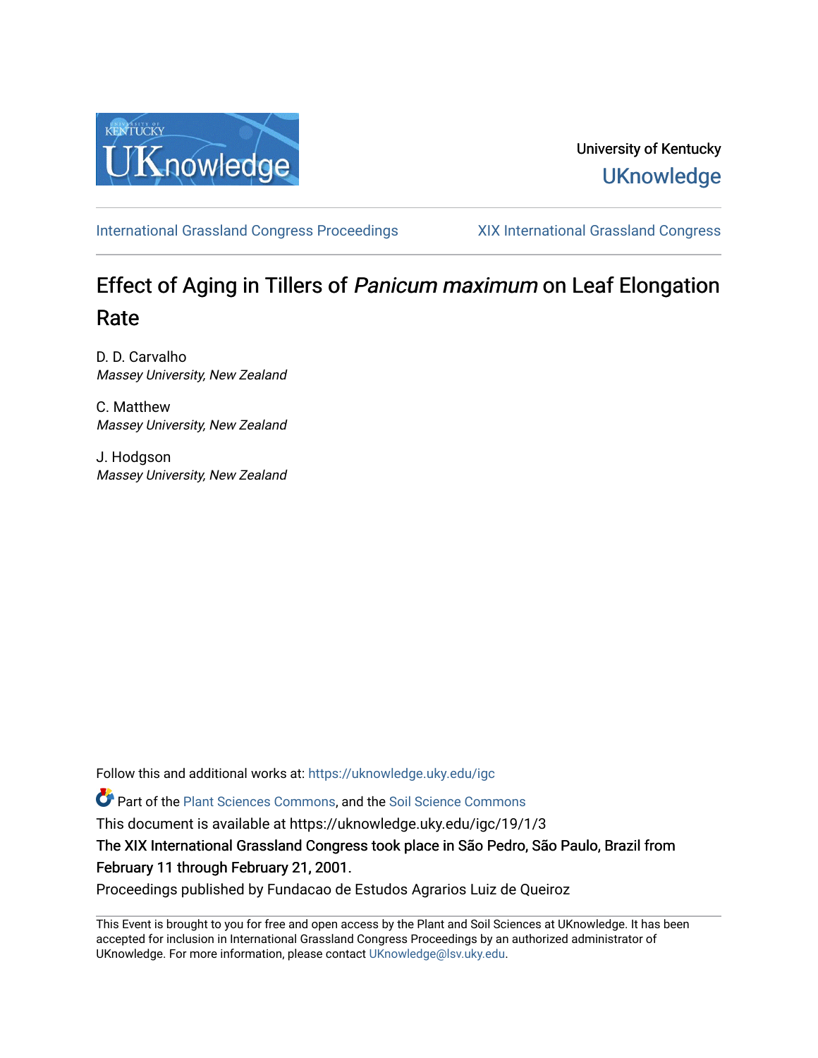University of Kentucky

UKnowledge

International Grassland Congress Proceedings | XIX International Grassland Congress

# Effect of Aging in Tillers of *Panicum maximum* on Leaf Elongation Rate

D. D. Carvalho
*Massey University, New Zealand*

C. Matthew
*Massey University, New Zealand*

J. Hodgson
*Massey University, New Zealand*

Follow this and additional works at: https://uknowledge.uky.edu/igc

Part of the Plant Sciences Commons, and the Soil Science Commons

This document is available at https://uknowledge.uky.edu/igc/19/1/3

The XIX International Grassland Congress took place in São Pedro, São Paulo, Brazil from February 11 through February 21, 2001.

Proceedings published by Fundacao de Estudos Agrarios Luiz de Queiroz

This Event is brought to you for free and open access by the Plant and Soil Sciences at UKnowledge. It has been accepted for inclusion in International Grassland Congress Proceedings by an authorized administrator of UKnowledge. For more information, please contact UKnowledge@lsv.uky.edu.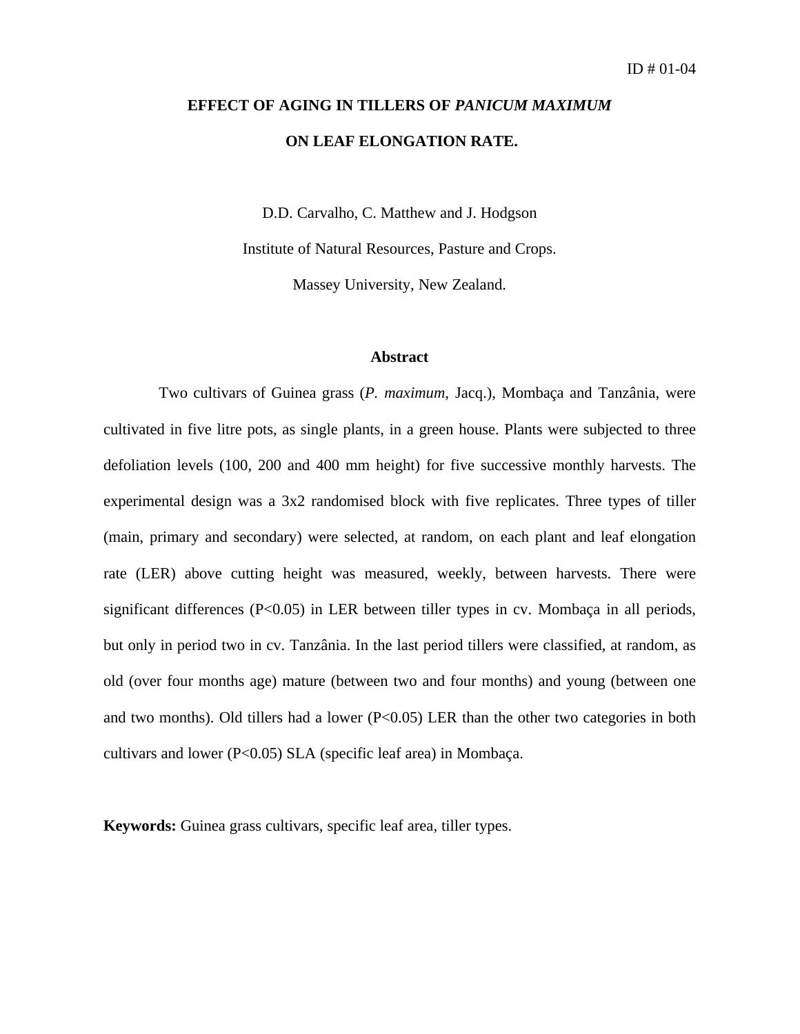ID # 01-04

# EFFECT OF AGING IN TILLERS OF *PANICUM MAXIMUM* ON LEAF ELONGATION RATE.

D.D. Carvalho, C. Matthew and J. Hodgson

Institute of Natural Resources, Pasture and Crops.

Massey University, New Zealand.

## Abstract

Two cultivars of Guinea grass (*P. maximum*, Jacq.), Mombaça and Tanzânia, were cultivated in five litre pots, as single plants, in a green house. Plants were subjected to three defoliation levels (100, 200 and 400 mm height) for five successive monthly harvests. The experimental design was a 3x2 randomised block with five replicates. Three types of tiller (main, primary and secondary) were selected, at random, on each plant and leaf elongation rate (LER) above cutting height was measured, weekly, between harvests. There were significant differences ($P<0.05$) in LER between tiller types in cv. Mombaça in all periods, but only in period two in cv. Tanzânia. In the last period tillers were classified, at random, as old (over four months age) mature (between two and four months) and young (between one and two months). Old tillers had a lower ($P<0.05$) LER than the other two categories in both cultivars and lower ($P<0.05$) SLA (specific leaf area) in Mombaça.

**Keywords:** Guinea grass cultivars, specific leaf area, tiller types.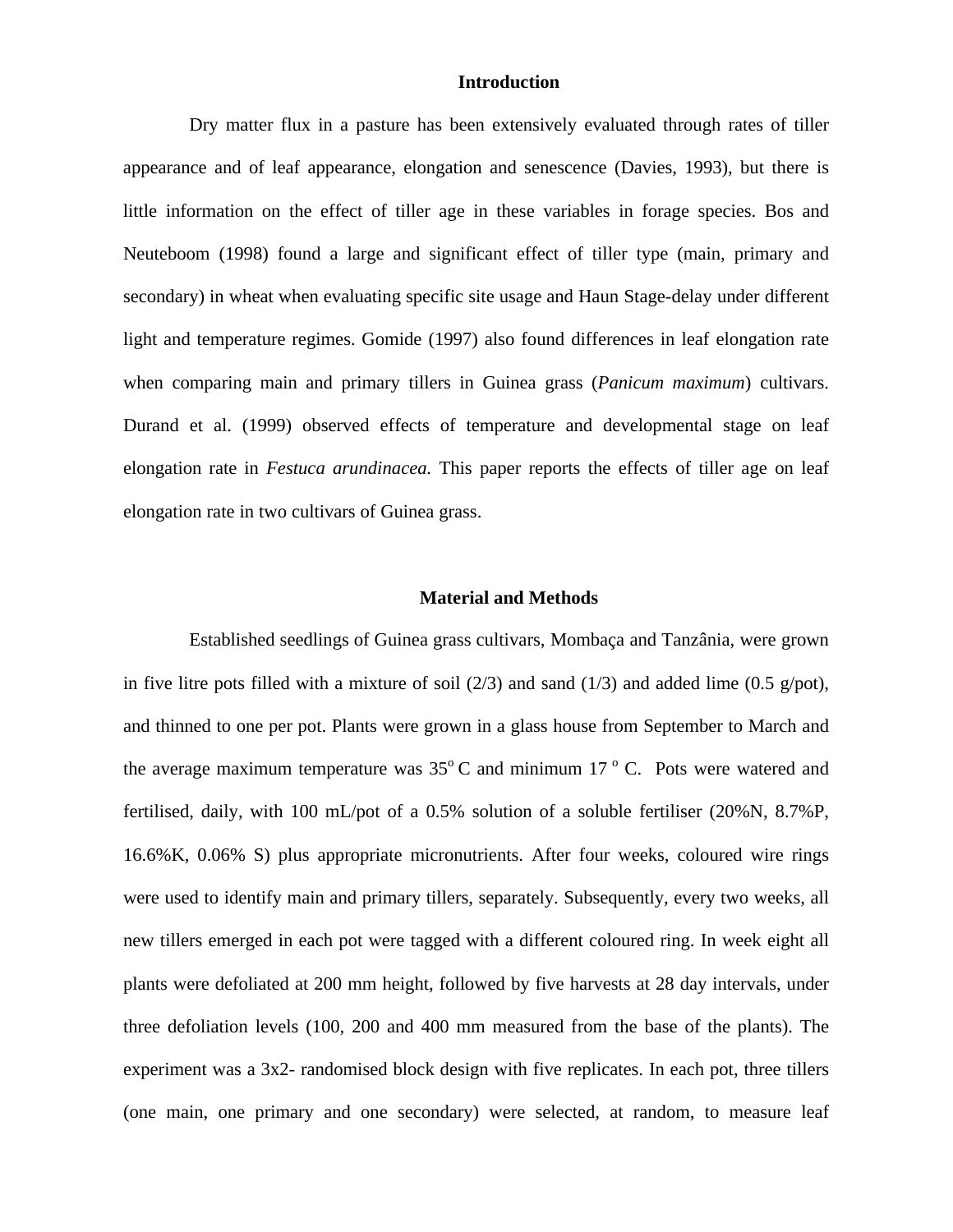## Introduction

Dry matter flux in a pasture has been extensively evaluated through rates of tiller appearance and of leaf appearance, elongation and senescence (Davies, 1993), but there is little information on the effect of tiller age in these variables in forage species. Bos and Neuteboom (1998) found a large and significant effect of tiller type (main, primary and secondary) in wheat when evaluating specific site usage and Haun Stage-delay under different light and temperature regimes. Gomide (1997) also found differences in leaf elongation rate when comparing main and primary tillers in Guinea grass (*Panicum maximum*) cultivars. Durand et al. (1999) observed effects of temperature and developmental stage on leaf elongation rate in *Festuca arundinacea.* This paper reports the effects of tiller age on leaf elongation rate in two cultivars of Guinea grass.

## Material and Methods

Established seedlings of Guinea grass cultivars, Mombaça and Tanzânia, were grown in five litre pots filled with a mixture of soil (2/3) and sand (1/3) and added lime (0.5 g/pot), and thinned to one per pot. Plants were grown in a glass house from September to March and the average maximum temperature was $35^{o}$ C and minimum 17 $^{o}$ C. Pots were watered and fertilised, daily, with 100 mL/pot of a 0.5% solution of a soluble fertiliser (20%N, 8.7%P, 16.6%K, 0.06% S) plus appropriate micronutrients. After four weeks, coloured wire rings were used to identify main and primary tillers, separately. Subsequently, every two weeks, all new tillers emerged in each pot were tagged with a different coloured ring. In week eight all plants were defoliated at 200 mm height, followed by five harvests at 28 day intervals, under three defoliation levels (100, 200 and 400 mm measured from the base of the plants). The experiment was a 3x2- randomised block design with five replicates. In each pot, three tillers (one main, one primary and one secondary) were selected, at random, to measure leaf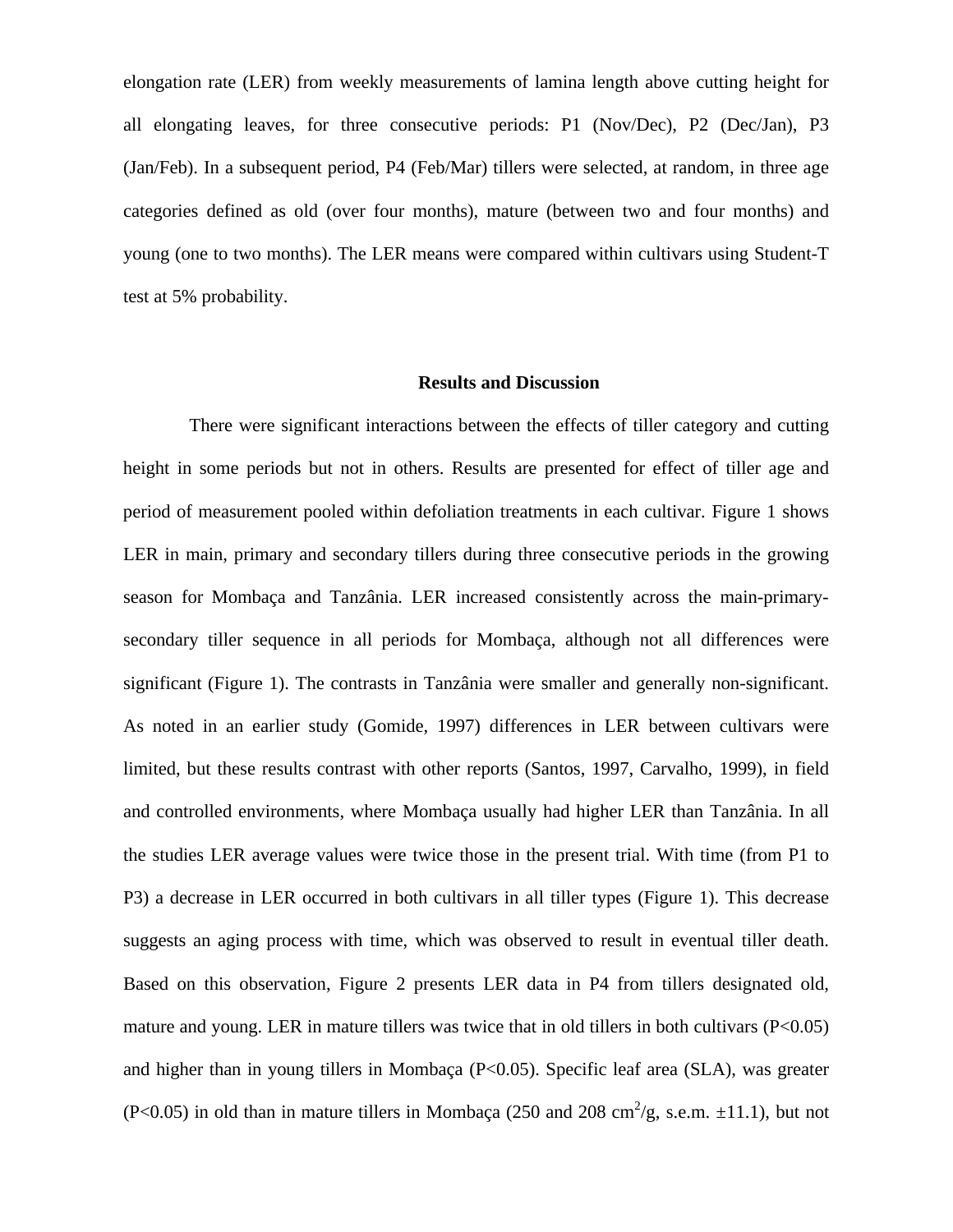elongation rate (LER) from weekly measurements of lamina length above cutting height for all elongating leaves, for three consecutive periods: P1 (Nov/Dec), P2 (Dec/Jan), P3 (Jan/Feb). In a subsequent period, P4 (Feb/Mar) tillers were selected, at random, in three age categories defined as old (over four months), mature (between two and four months) and young (one to two months). The LER means were compared within cultivars using Student-T test at 5% probability.

## Results and Discussion

There were significant interactions between the effects of tiller category and cutting height in some periods but not in others. Results are presented for effect of tiller age and period of measurement pooled within defoliation treatments in each cultivar. Figure 1 shows LER in main, primary and secondary tillers during three consecutive periods in the growing season for Mombaça and Tanzânia. LER increased consistently across the main-primary-secondary tiller sequence in all periods for Mombaça, although not all differences were significant (Figure 1). The contrasts in Tanzânia were smaller and generally non-significant. As noted in an earlier study (Gomide, 1997) differences in LER between cultivars were limited, but these results contrast with other reports (Santos, 1997, Carvalho, 1999), in field and controlled environments, where Mombaça usually had higher LER than Tanzânia. In all the studies LER average values were twice those in the present trial. With time (from P1 to P3) a decrease in LER occurred in both cultivars in all tiller types (Figure 1). This decrease suggests an aging process with time, which was observed to result in eventual tiller death. Based on this observation, Figure 2 presents LER data in P4 from tillers designated old, mature and young. LER in mature tillers was twice that in old tillers in both cultivars ($P<0.05$) and higher than in young tillers in Mombaça ($P<0.05$). Specific leaf area (SLA), was greater ($P<0.05$) in old than in mature tillers in Mombaça (250 and 208 $cm^2/g$, s.e.m. ±11.1), but not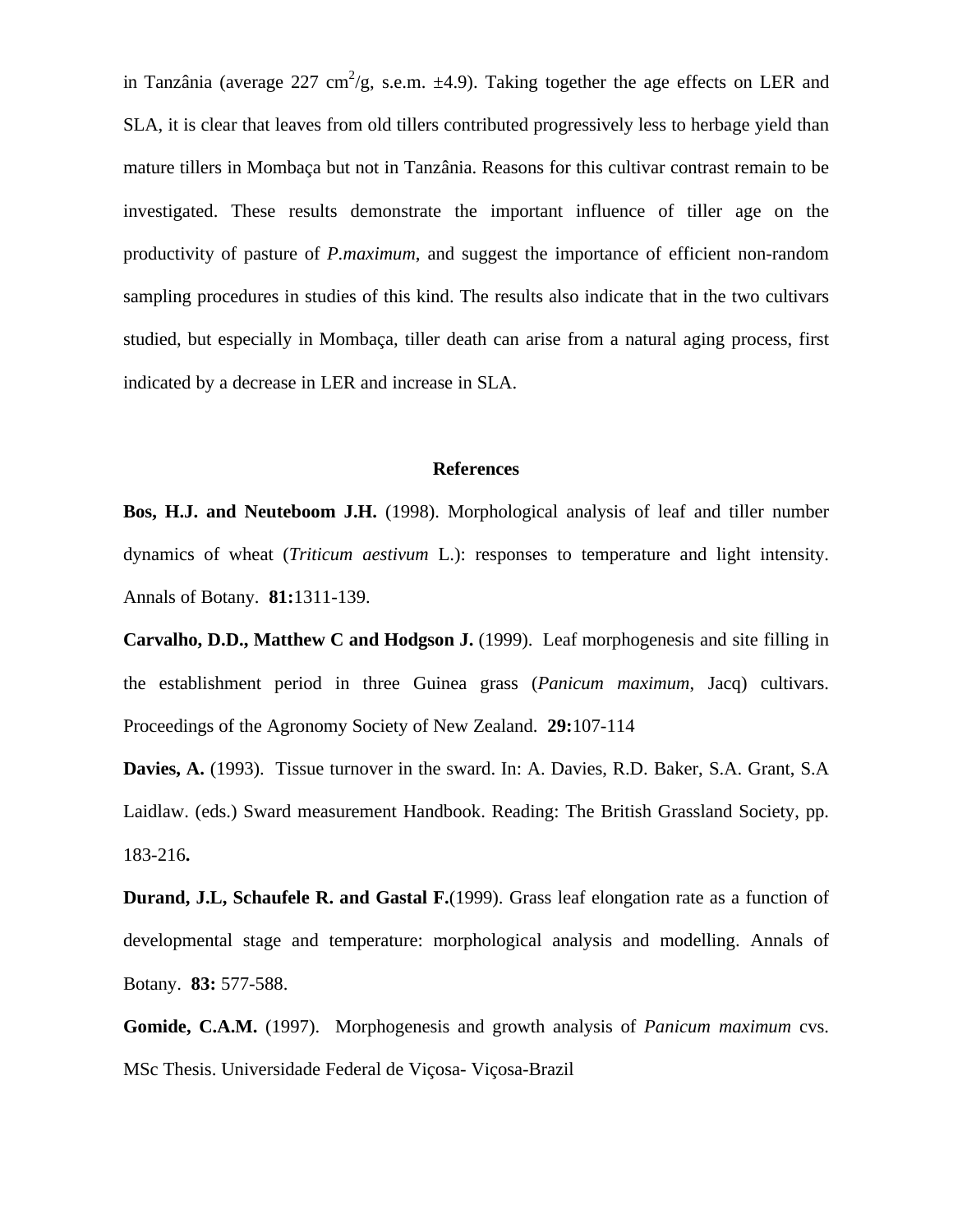in Tanzânia (average 227 $cm^2/g$, s.e.m. ±4.9). Taking together the age effects on LER and SLA, it is clear that leaves from old tillers contributed progressively less to herbage yield than mature tillers in Mombaça but not in Tanzânia. Reasons for this cultivar contrast remain to be investigated. These results demonstrate the important influence of tiller age on the productivity of pasture of *P.maximum*, and suggest the importance of efficient non-random sampling procedures in studies of this kind. The results also indicate that in the two cultivars studied, but especially in Mombaça, tiller death can arise from a natural aging process, first indicated by a decrease in LER and increase in SLA.

## References

**Bos, H.J. and Neuteboom J.H.** (1998). Morphological analysis of leaf and tiller number dynamics of wheat (*Triticum aestivum* L.): responses to temperature and light intensity. Annals of Botany. **81:**1311-139.

**Carvalho, D.D., Matthew C and Hodgson J.** (1999). Leaf morphogenesis and site filling in the establishment period in three Guinea grass (*Panicum maximum*, Jacq) cultivars. Proceedings of the Agronomy Society of New Zealand. **29:**107-114

**Davies, A.** (1993). Tissue turnover in the sward. In: A. Davies, R.D. Baker, S.A. Grant, S.A Laidlaw. (eds.) Sward measurement Handbook. Reading: The British Grassland Society, pp. 183-216**.**

**Durand, J.L, Schaufele R. and Gastal F.**(1999). Grass leaf elongation rate as a function of developmental stage and temperature: morphological analysis and modelling. Annals of Botany. **83:** 577-588.

**Gomide, C.A.M.** (1997). Morphogenesis and growth analysis of *Panicum maximum* cvs. MSc Thesis. Universidade Federal de Viçosa- Viçosa-Brazil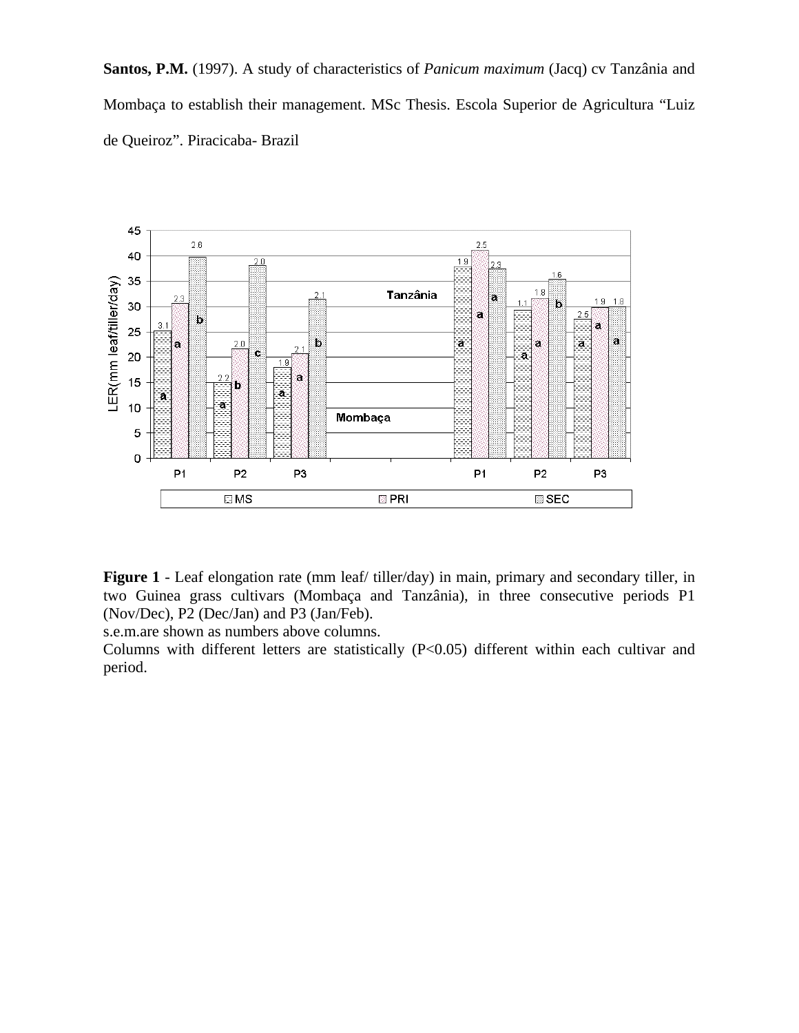**Santos, P.M.** (1997). A study of characteristics of *Panicum maximum* (Jacq) cv Tanzânia and Mombaça to establish their management. MSc Thesis. Escola Superior de Agricultura "Luiz de Queiroz". Piracicaba- Brazil

**Figure 1** - Leaf elongation rate (mm leaf/ tiller/day) in main, primary and secondary tiller, in two Guinea grass cultivars (Mombaça and Tanzânia), in three consecutive periods P1 (Nov/Dec), P2 (Dec/Jan) and P3 (Jan/Feb).
s.e.m.are shown as numbers above columns.
Columns with different letters are statistically ($P<0.05$) different within each cultivar and period.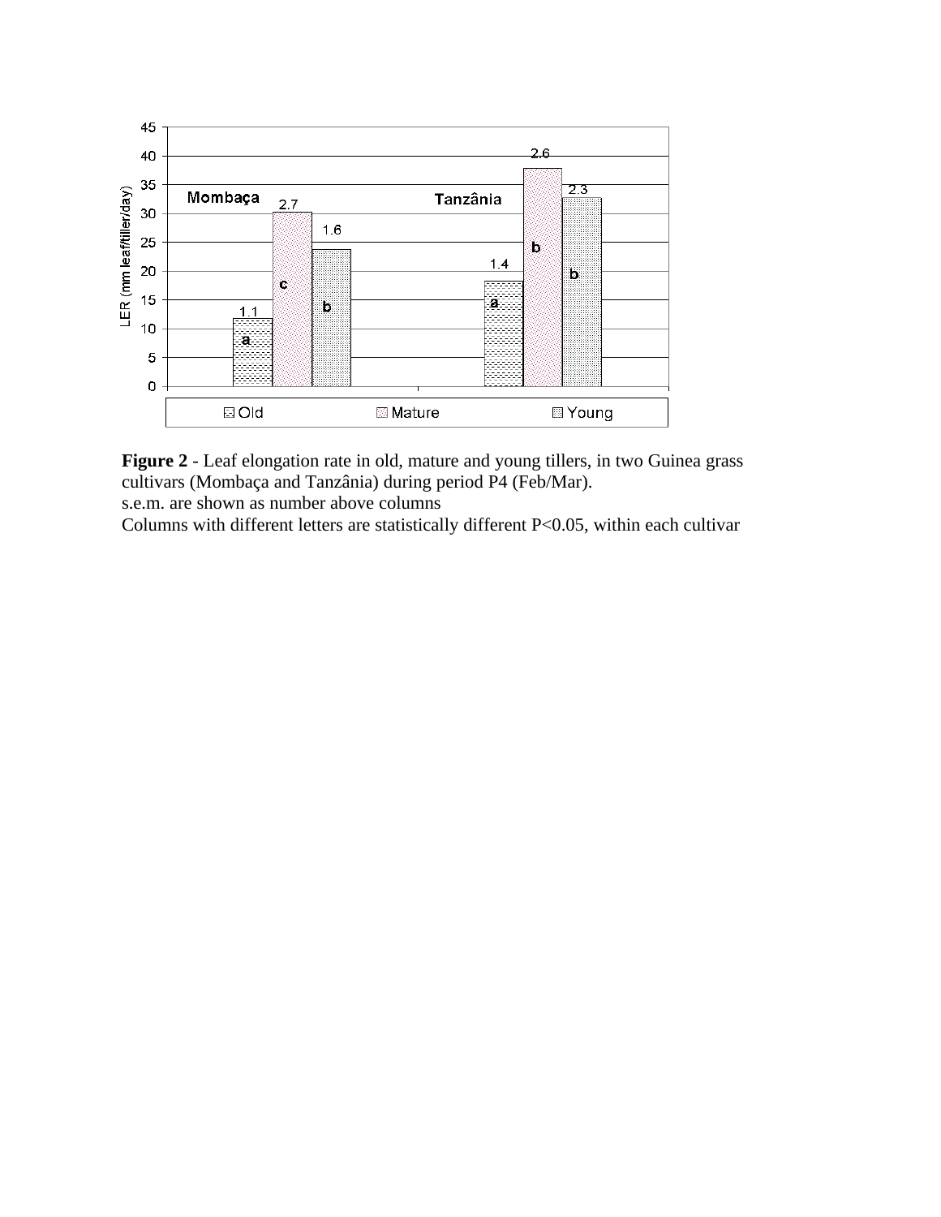45
40
35
30
25
20
15
10
5
0

LER (mm leaf/tiller/day)

Mombaça

Tanzânia

1.1
a

2.7
c

1.6
b

1.4
a

2.6
b

2.3
b

Old
Mature
Young

**Figure 2** - Leaf elongation rate in old, mature and young tillers, in two Guinea grass cultivars (Mombaça and Tanzânia) during period P4 (Feb/Mar).
s.e.m. are shown as number above columns
Columns with different letters are statistically different P<0.05, within each cultivar